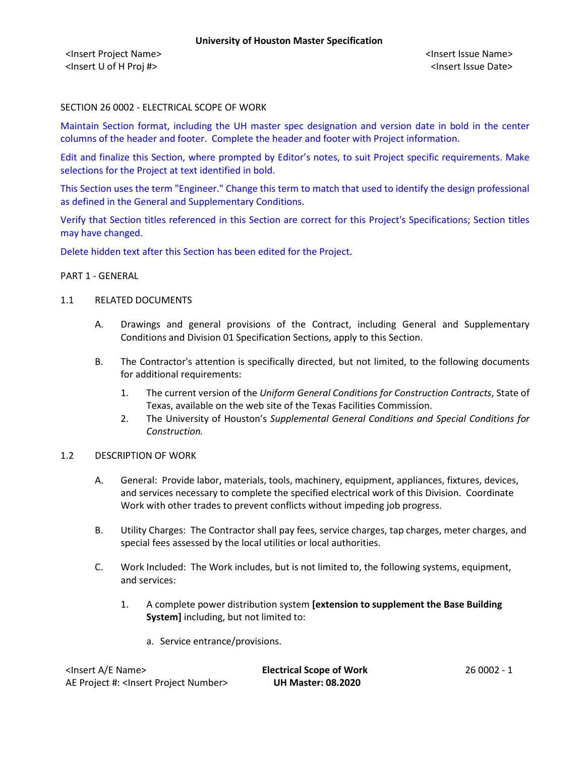SECTION 26 0002 - ELECTRICAL SCOPE OF WORK

Maintain Section format, including the UH master spec designation and version date in bold in the center columns of the header and footer. Complete the header and footer with Project information.

Edit and finalize this Section, where prompted by Editor's notes, to suit Project specific requirements. Make selections for the Project at text identified in bold.

This Section uses the term "Engineer." Change this term to match that used to identify the design professional as defined in the General and Supplementary Conditions.

Verify that Section titles referenced in this Section are correct for this Project's Specifications; Section titles may have changed.

Delete hidden text after this Section has been edited for the Project.

PART 1 - GENERAL

1.1 RELATED DOCUMENTS

A. Drawings and general provisions of the Contract, including General and Supplementary Conditions and Division 01 Specification Sections, apply to this Section.

B. The Contractor's attention is specifically directed, but not limited, to the following documents for additional requirements:

1. The current version of the *Uniform General Conditions for Construction Contracts*, State of Texas, available on the web site of the Texas Facilities Commission.
2. The University of Houston's *Supplemental General Conditions and Special Conditions for Construction.*

1.2 DESCRIPTION OF WORK

A. General: Provide labor, materials, tools, machinery, equipment, appliances, fixtures, devices, and services necessary to complete the specified electrical work of this Division. Coordinate Work with other trades to prevent conflicts without impeding job progress.

B. Utility Charges: The Contractor shall pay fees, service charges, tap charges, meter charges, and special fees assessed by the local utilities or local authorities.

C. Work Included: The Work includes, but is not limited to, the following systems, equipment, and services:

1. A complete power distribution system **[extension to supplement the Base Building System]** including, but not limited to:

   a. Service entrance/provisions.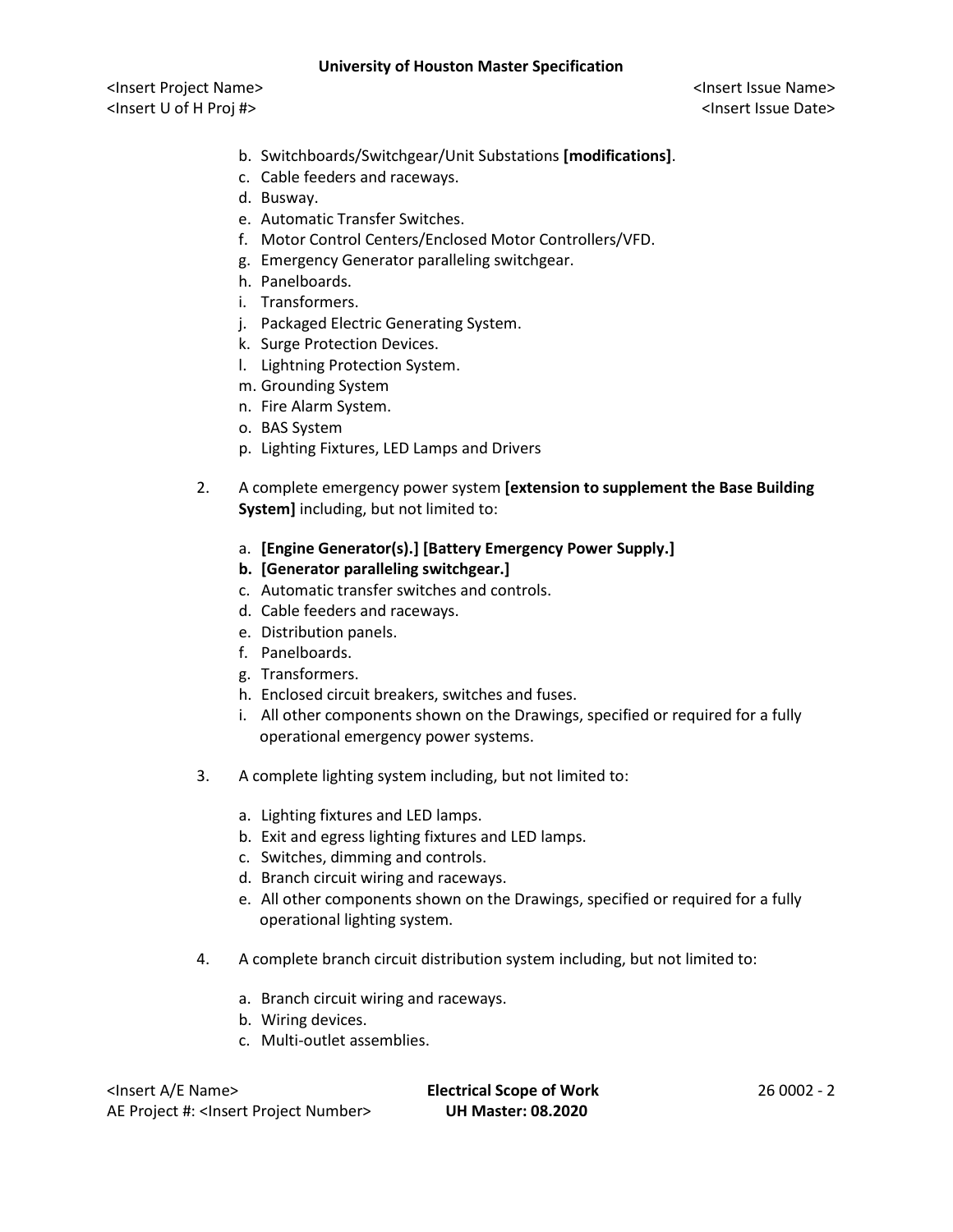b. Switchboards/Switchgear/Unit Substations **[modifications]**.
c. Cable feeders and raceways.
d. Busway.
e. Automatic Transfer Switches.
f. Motor Control Centers/Enclosed Motor Controllers/VFD.
g. Emergency Generator paralleling switchgear.
h. Panelboards.
i. Transformers.
j. Packaged Electric Generating System.
k. Surge Protection Devices.
l. Lightning Protection System.
m. Grounding System
n. Fire Alarm System.
o. BAS System
p. Lighting Fixtures, LED Lamps and Drivers

2. A complete emergency power system **[extension to supplement the Base Building System]** including, but not limited to:

   a. **[Engine Generator(s).] [Battery Emergency Power Supply.]**
   b. **[Generator paralleling switchgear.]**
   c. Automatic transfer switches and controls.
   d. Cable feeders and raceways.
   e. Distribution panels.
   f. Panelboards.
   g. Transformers.
   h. Enclosed circuit breakers, switches and fuses.
   i. All other components shown on the Drawings, specified or required for a fully operational emergency power systems.

3. A complete lighting system including, but not limited to:

   a. Lighting fixtures and LED lamps.
   b. Exit and egress lighting fixtures and LED lamps.
   c. Switches, dimming and controls.
   d. Branch circuit wiring and raceways.
   e. All other components shown on the Drawings, specified or required for a fully operational lighting system.

4. A complete branch circuit distribution system including, but not limited to:

   a. Branch circuit wiring and raceways.
   b. Wiring devices.
   c. Multi-outlet assemblies.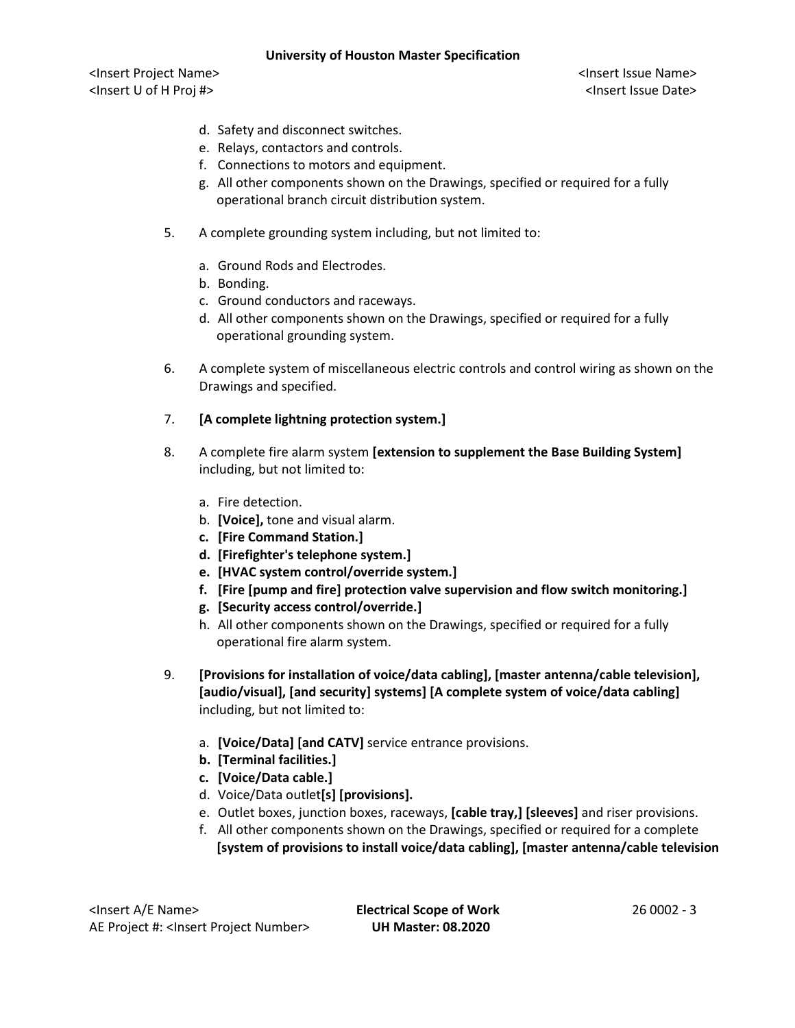d. Safety and disconnect switches.
e. Relays, contactors and controls.
f. Connections to motors and equipment.
g. All other components shown on the Drawings, specified or required for a fully operational branch circuit distribution system.

5. A complete grounding system including, but not limited to:

   a. Ground Rods and Electrodes.
   b. Bonding.
   c. Ground conductors and raceways.
   d. All other components shown on the Drawings, specified or required for a fully operational grounding system.

6. A complete system of miscellaneous electric controls and control wiring as shown on the Drawings and specified.

7. **[A complete lightning protection system.]**

8. A complete fire alarm system **[extension to supplement the Base Building System]** including, but not limited to:

   a. Fire detection.
   b. **[Voice],** tone and visual alarm.
   **c. [Fire Command Station.]**
   **d. [Firefighter's telephone system.]**
   **e. [HVAC system control/override system.]**
   **f. [Fire [pump and fire] protection valve supervision and flow switch monitoring.]**
   **g. [Security access control/override.]**
   h. All other components shown on the Drawings, specified or required for a fully operational fire alarm system.

9. **[Provisions for installation of voice/data cabling], [master antenna/cable television], [audio/visual], [and security] systems] [A complete system of voice/data cabling]** including, but not limited to:

   a. **[Voice/Data] [and CATV]** service entrance provisions.
   **b. [Terminal facilities.]**
   **c. [Voice/Data cable.]**
   d. Voice/Data outlet**[s] [provisions].**
   e. Outlet boxes, junction boxes, raceways, **[cable tray,] [sleeves]** and riser provisions.
   f. All other components shown on the Drawings, specified or required for a complete **[system of provisions to install voice/data cabling], [master antenna/cable television**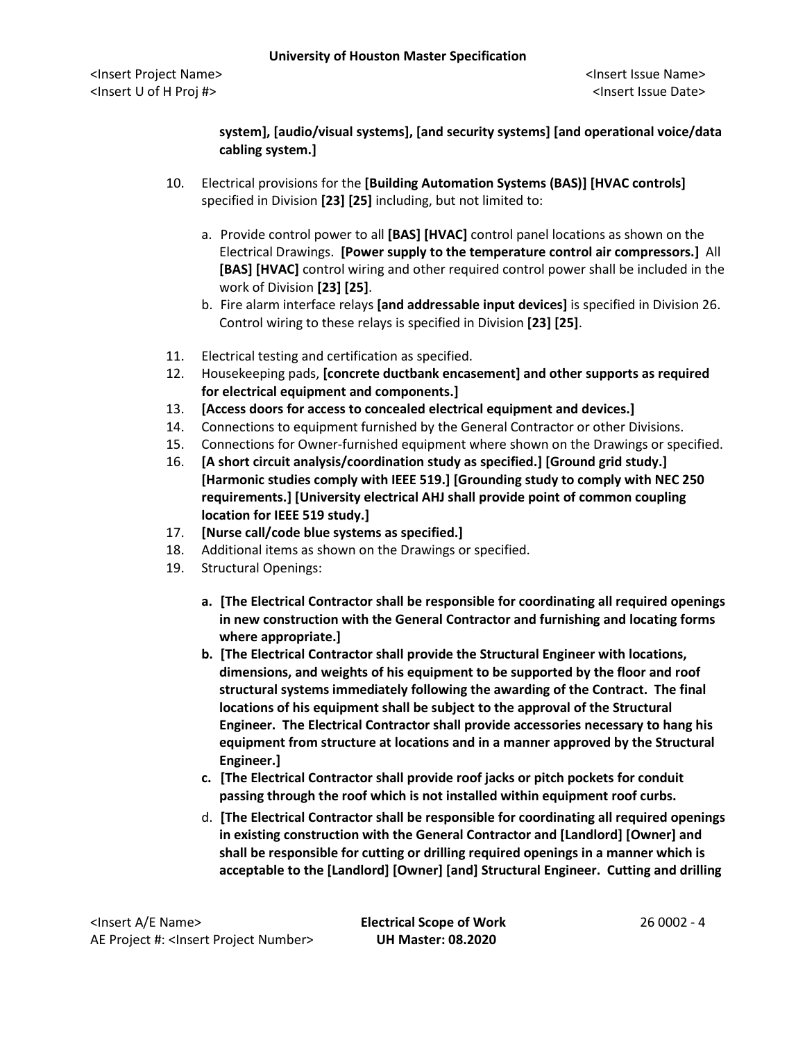**system], [audio/visual systems], [and security systems] [and operational voice/data cabling system.]**

10. Electrical provisions for the **[Building Automation Systems (BAS)] [HVAC controls]** specified in Division **[23] [25]** including, but not limited to:

    a. Provide control power to all **[BAS] [HVAC]** control panel locations as shown on the Electrical Drawings. **[Power supply to the temperature control air compressors.]** All **[BAS] [HVAC]** control wiring and other required control power shall be included in the work of Division **[23] [25]**.

    b. Fire alarm interface relays **[and addressable input devices]** is specified in Division 26. Control wiring to these relays is specified in Division **[23] [25]**.

11. Electrical testing and certification as specified.
12. Housekeeping pads, **[concrete ductbank encasement] and other supports as required for electrical equipment and components.]**
13. **[Access doors for access to concealed electrical equipment and devices.]**
14. Connections to equipment furnished by the General Contractor or other Divisions.
15. Connections for Owner-furnished equipment where shown on the Drawings or specified.
16. **[A short circuit analysis/coordination study as specified.] [Ground grid study.] [Harmonic studies comply with IEEE 519.] [Grounding study to comply with NEC 250 requirements.] [University electrical AHJ shall provide point of common coupling location for IEEE 519 study.]**
17. **[Nurse call/code blue systems as specified.]**
18. Additional items as shown on the Drawings or specified.
19. Structural Openings:

    a. **[The Electrical Contractor shall be responsible for coordinating all required openings in new construction with the General Contractor and furnishing and locating forms where appropriate.]**

    b. **[The Electrical Contractor shall provide the Structural Engineer with locations, dimensions, and weights of his equipment to be supported by the floor and roof structural systems immediately following the awarding of the Contract. The final locations of his equipment shall be subject to the approval of the Structural Engineer. The Electrical Contractor shall provide accessories necessary to hang his equipment from structure at locations and in a manner approved by the Structural Engineer.]**

    c. **[The Electrical Contractor shall provide roof jacks or pitch pockets for conduit passing through the roof which is not installed within equipment roof curbs.**

    d. **[The Electrical Contractor shall be responsible for coordinating all required openings in existing construction with the General Contractor and [Landlord] [Owner] and shall be responsible for cutting or drilling required openings in a manner which is acceptable to the [Landlord] [Owner] [and] Structural Engineer. Cutting and drilling**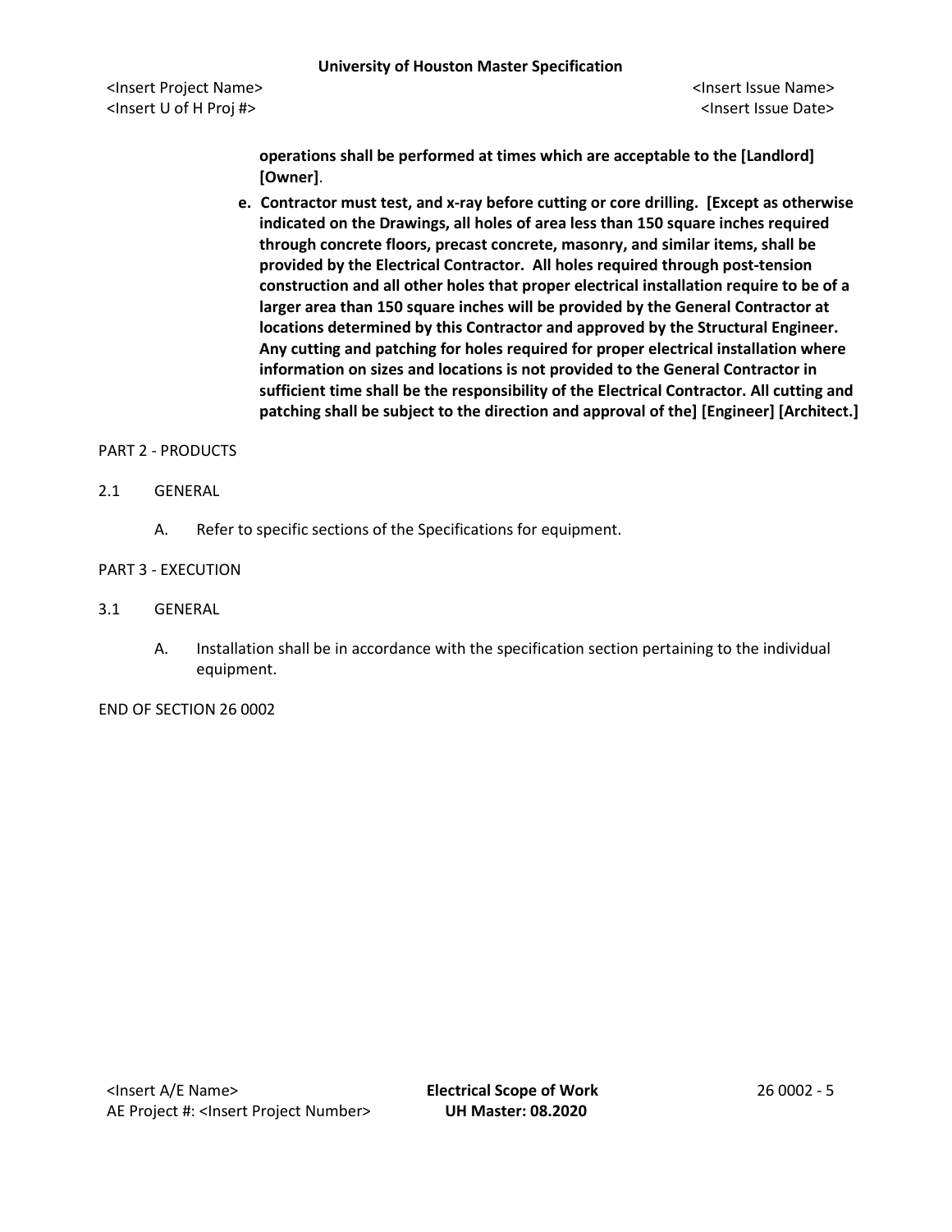**operations shall be performed at times which are acceptable to the [Landlord] [Owner]**.

e. **Contractor must test, and x-ray before cutting or core drilling. [Except as otherwise indicated on the Drawings, all holes of area less than 150 square inches required through concrete floors, precast concrete, masonry, and similar items, shall be provided by the Electrical Contractor. All holes required through post-tension construction and all other holes that proper electrical installation require to be of a larger area than 150 square inches will be provided by the General Contractor at locations determined by this Contractor and approved by the Structural Engineer. Any cutting and patching for holes required for proper electrical installation where information on sizes and locations is not provided to the General Contractor in sufficient time shall be the responsibility of the Electrical Contractor. All cutting and patching shall be subject to the direction and approval of the] [Engineer] [Architect.]**

PART 2 - PRODUCTS

2.1 GENERAL

A. Refer to specific sections of the Specifications for equipment.

PART 3 - EXECUTION

3.1 GENERAL

A. Installation shall be in accordance with the specification section pertaining to the individual equipment.

END OF SECTION 26 0002